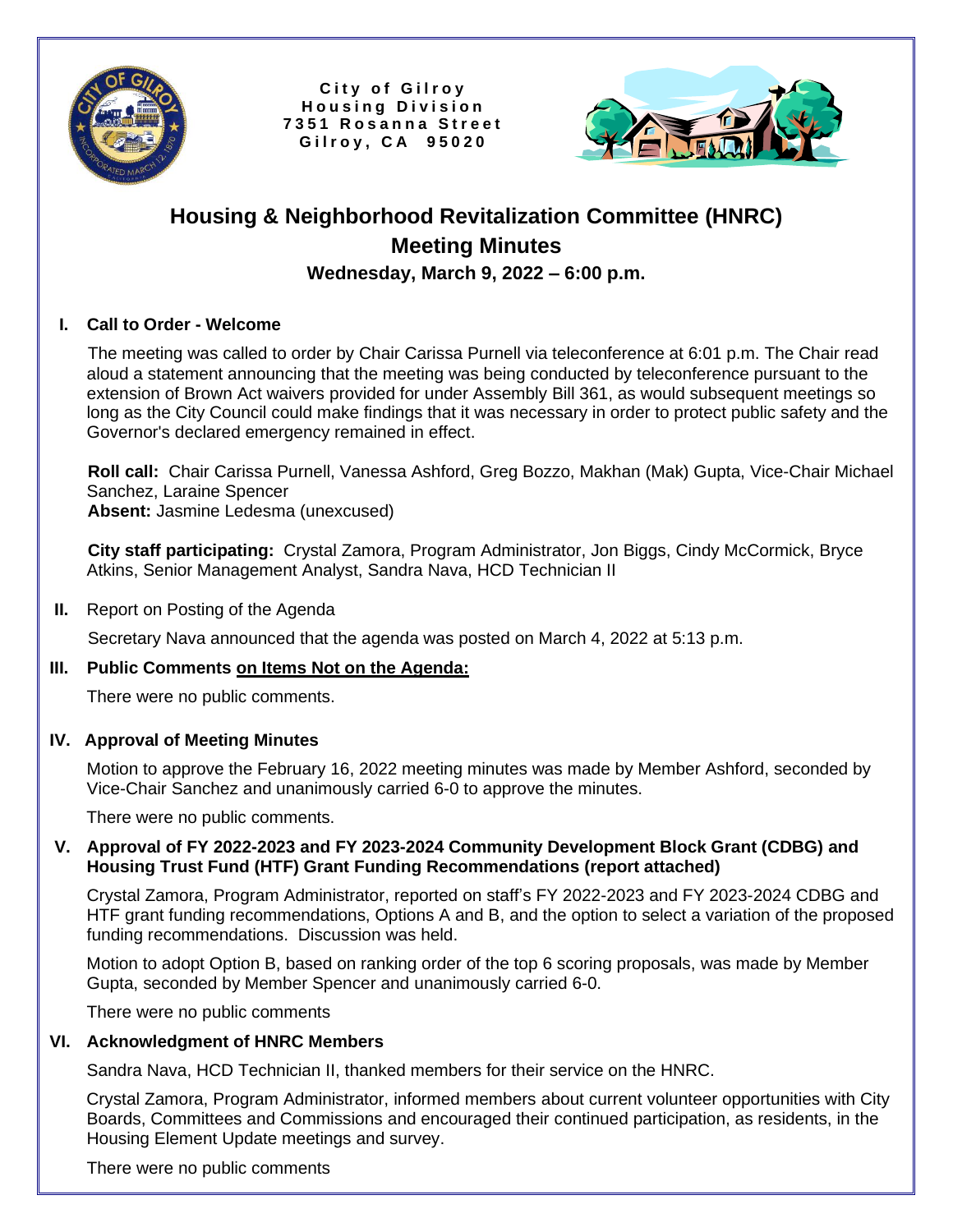City of Gilroy
Housing Division
7351 Rosanna Street
Gilroy, CA 95020

# Housing & Neighborhood Revitalization Committee (HNRC)
## Meeting Minutes
### Wednesday, March 9, 2022 – 6:00 p.m.

**I. Call to Order - Welcome**

The meeting was called to order by Chair Carissa Purnell via teleconference at 6:01 p.m. The Chair read aloud a statement announcing that the meeting was being conducted by teleconference pursuant to the extension of Brown Act waivers provided for under Assembly Bill 361, as would subsequent meetings so long as the City Council could make findings that it was necessary in order to protect public safety and the Governor's declared emergency remained in effect.

**Roll call:** Chair Carissa Purnell, Vanessa Ashford, Greg Bozzo, Makhan (Mak) Gupta, Vice-Chair Michael Sanchez, Laraine Spencer
**Absent:** Jasmine Ledesma (unexcused)

**City staff participating:** Crystal Zamora, Program Administrator, Jon Biggs, Cindy McCormick, Bryce Atkins, Senior Management Analyst, Sandra Nava, HCD Technician II

**II.** Report on Posting of the Agenda

Secretary Nava announced that the agenda was posted on March 4, 2022 at 5:13 p.m.

**III. Public Comments on Items Not on the Agenda:**

There were no public comments.

**IV. Approval of Meeting Minutes**

Motion to approve the February 16, 2022 meeting minutes was made by Member Ashford, seconded by Vice-Chair Sanchez and unanimously carried 6-0 to approve the minutes.

There were no public comments.

**V. Approval of FY 2022-2023 and FY 2023-2024 Community Development Block Grant (CDBG) and Housing Trust Fund (HTF) Grant Funding Recommendations (report attached)**

Crystal Zamora, Program Administrator, reported on staff's FY 2022-2023 and FY 2023-2024 CDBG and HTF grant funding recommendations, Options A and B, and the option to select a variation of the proposed funding recommendations. Discussion was held.

Motion to adopt Option B, based on ranking order of the top 6 scoring proposals, was made by Member Gupta, seconded by Member Spencer and unanimously carried 6-0.

There were no public comments

**VI. Acknowledgment of HNRC Members**

Sandra Nava, HCD Technician II, thanked members for their service on the HNRC.

Crystal Zamora, Program Administrator, informed members about current volunteer opportunities with City Boards, Committees and Commissions and encouraged their continued participation, as residents, in the Housing Element Update meetings and survey.

There were no public comments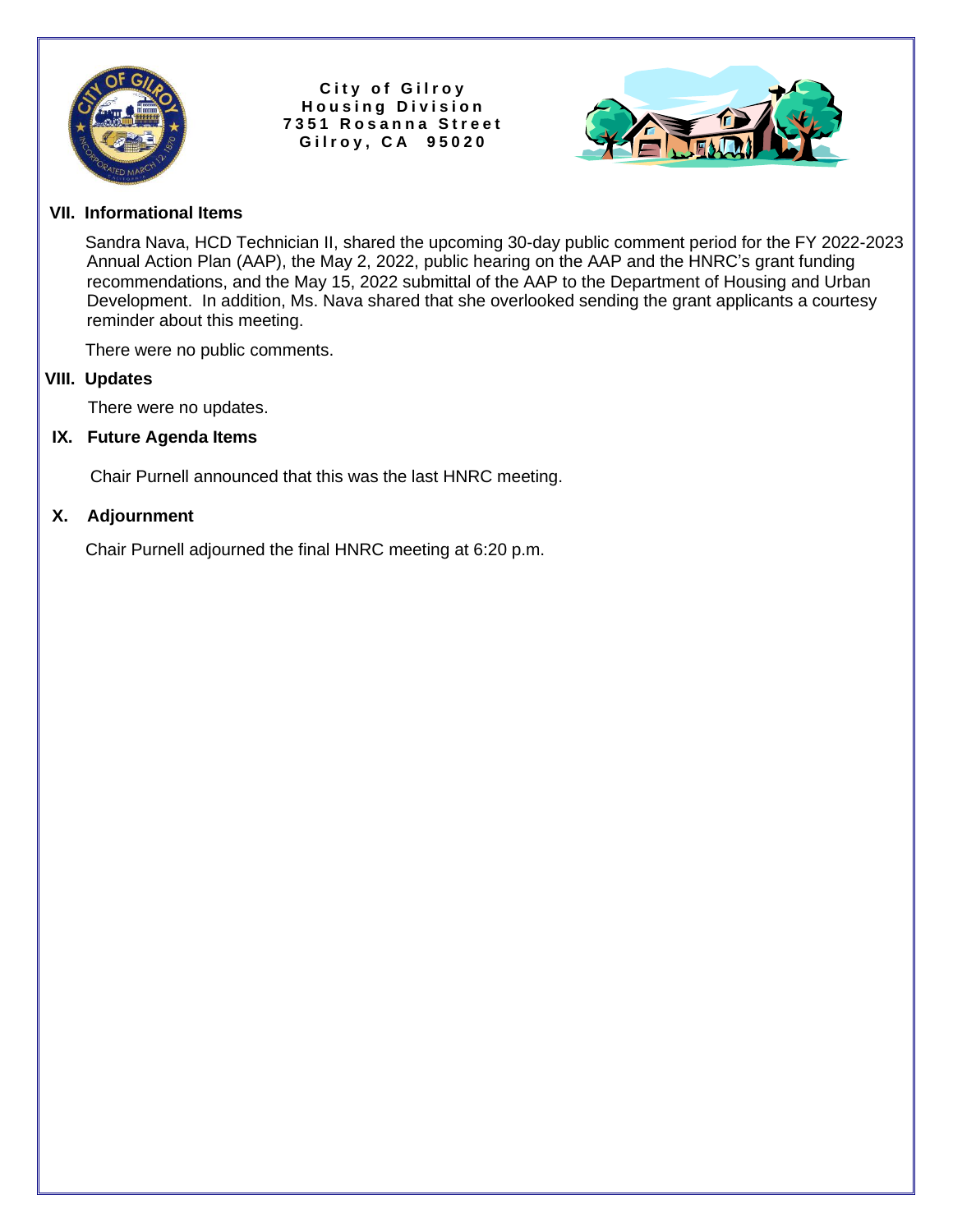City of Gilroy
Housing Division
7351 Rosanna Street
Gilroy, CA 95020

## VII. Informational Items

Sandra Nava, HCD Technician II, shared the upcoming 30-day public comment period for the FY 2022-2023 Annual Action Plan (AAP), the May 2, 2022, public hearing on the AAP and the HNRC's grant funding recommendations, and the May 15, 2022 submittal of the AAP to the Department of Housing and Urban Development. In addition, Ms. Nava shared that she overlooked sending the grant applicants a courtesy reminder about this meeting.

There were no public comments.

## VIII. Updates

There were no updates.

## IX. Future Agenda Items

Chair Purnell announced that this was the last HNRC meeting.

## X. Adjournment

Chair Purnell adjourned the final HNRC meeting at 6:20 p.m.